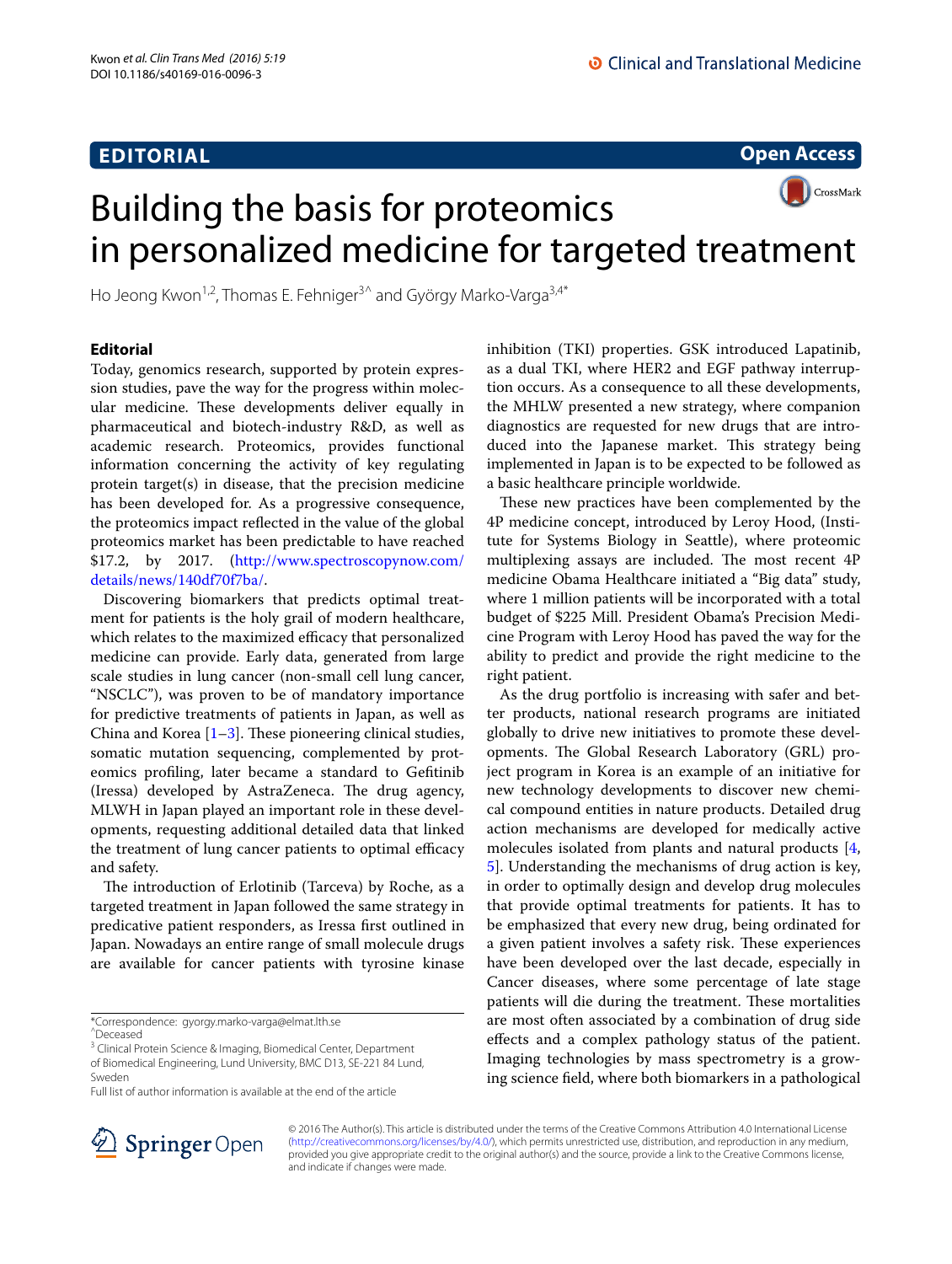EDITORIAL

Open Access

# Building the basis for proteomics in personalized medicine for targeted treatment

Ho Jeong Kwon[1,2], Thomas E. Fehniger[3^] and György Marko-Varga[3,4*]

## Editorial

Today, genomics research, supported by protein expression studies, pave the way for the progress within molecular medicine. These developments deliver equally in pharmaceutical and biotech-industry R&D, as well as academic research. Proteomics, provides functional information concerning the activity of key regulating protein target(s) in disease, that the precision medicine has been developed for. As a progressive consequence, the proteomics impact reflected in the value of the global proteomics market has been predictable to have reached $17.2, by 2017. (http://www.spectroscopynow.com/details/news/140df70f7ba/.

Discovering biomarkers that predicts optimal treatment for patients is the holy grail of modern healthcare, which relates to the maximized efficacy that personalized medicine can provide. Early data, generated from large scale studies in lung cancer (non-small cell lung cancer, "NSCLC"), was proven to be of mandatory importance for predictive treatments of patients in Japan, as well as China and Korea [1–3]. These pioneering clinical studies, somatic mutation sequencing, complemented by proteomics profiling, later became a standard to Gefitinib (Iressa) developed by AstraZeneca. The drug agency, MLWH in Japan played an important role in these developments, requesting additional detailed data that linked the treatment of lung cancer patients to optimal efficacy and safety.

The introduction of Erlotinib (Tarceva) by Roche, as a targeted treatment in Japan followed the same strategy in predicative patient responders, as Iressa first outlined in Japan. Nowadays an entire range of small molecule drugs are available for cancer patients with tyrosine kinase inhibition (TKI) properties. GSK introduced Lapatinib, as a dual TKI, where HER2 and EGF pathway interruption occurs. As a consequence to all these developments, the MHLW presented a new strategy, where companion diagnostics are requested for new drugs that are introduced into the Japanese market. This strategy being implemented in Japan is to be expected to be followed as a basic healthcare principle worldwide.

These new practices have been complemented by the 4P medicine concept, introduced by Leroy Hood, (Institute for Systems Biology in Seattle), where proteomic multiplexing assays are included. The most recent 4P medicine Obama Healthcare initiated a "Big data" study, where 1 million patients will be incorporated with a total budget of $225 Mill. President Obama's Precision Medicine Program with Leroy Hood has paved the way for the ability to predict and provide the right medicine to the right patient.

As the drug portfolio is increasing with safer and better products, national research programs are initiated globally to drive new initiatives to promote these developments. The Global Research Laboratory (GRL) project program in Korea is an example of an initiative for new technology developments to discover new chemical compound entities in nature products. Detailed drug action mechanisms are developed for medically active molecules isolated from plants and natural products [4, 5]. Understanding the mechanisms of drug action is key, in order to optimally design and develop drug molecules that provide optimal treatments for patients. It has to be emphasized that every new drug, being ordinated for a given patient involves a safety risk. These experiences have been developed over the last decade, especially in Cancer diseases, where some percentage of late stage patients will die during the treatment. These mortalities are most often associated by a combination of drug side effects and a complex pathology status of the patient. Imaging technologies by mass spectrometry is a growing science field, where both biomarkers in a pathological

*Correspondence: gyorgy.marko-varga@elmat.lth.se
^Deceased
[3] Clinical Protein Science & Imaging, Biomedical Center, Department of Biomedical Engineering, Lund University, BMC D13, SE-221 84 Lund, Sweden
Full list of author information is available at the end of the article

© 2016 The Author(s). This article is distributed under the terms of the Creative Commons Attribution 4.0 International License (http://creativecommons.org/licenses/by/4.0/), which permits unrestricted use, distribution, and reproduction in any medium, provided you give appropriate credit to the original author(s) and the source, provide a link to the Creative Commons license, and indicate if changes were made.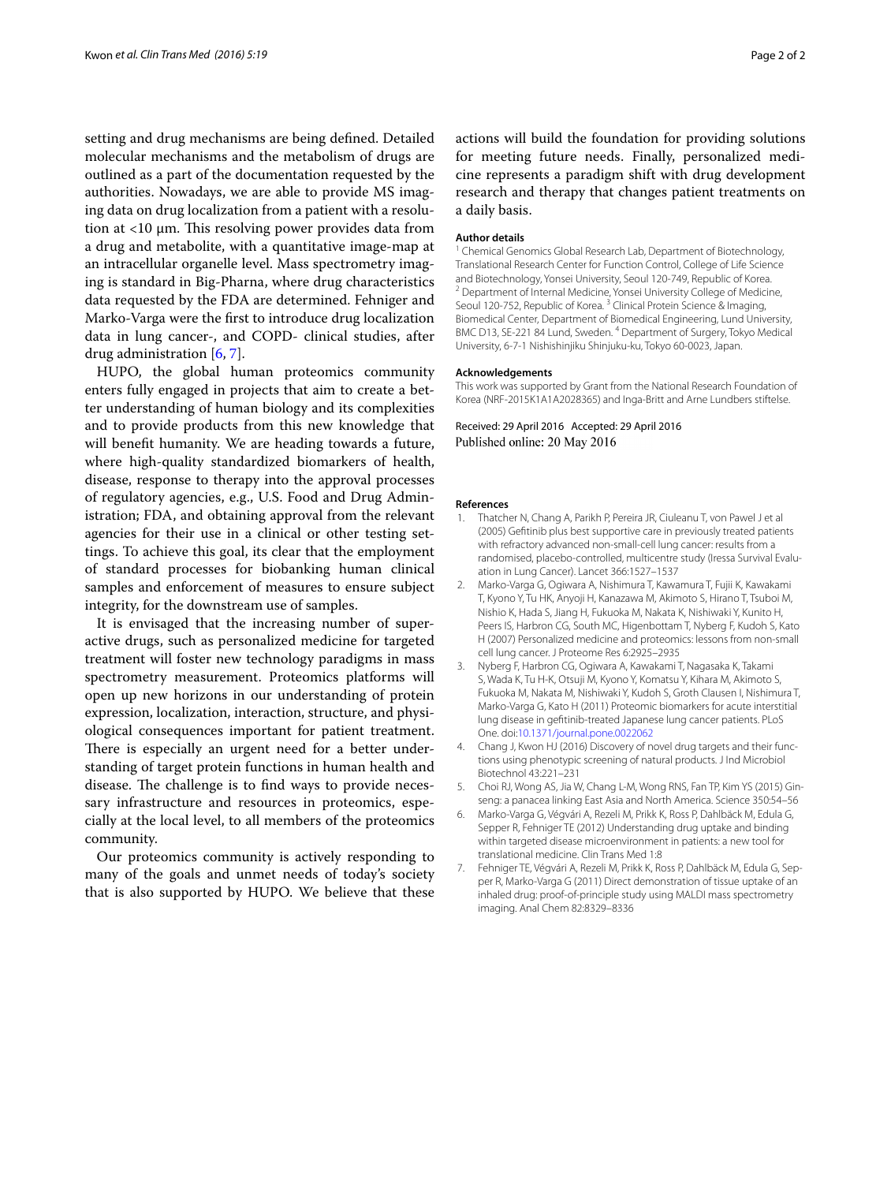setting and drug mechanisms are being defined. Detailed molecular mechanisms and the metabolism of drugs are outlined as a part of the documentation requested by the authorities. Nowadays, we are able to provide MS imaging data on drug localization from a patient with a resolution at <10 µm. This resolving power provides data from a drug and metabolite, with a quantitative image-map at an intracellular organelle level. Mass spectrometry imaging is standard in Big-Pharna, where drug characteristics data requested by the FDA are determined. Fehniger and Marko-Varga were the first to introduce drug localization data in lung cancer-, and COPD- clinical studies, after drug administration [6, 7].

HUPO, the global human proteomics community enters fully engaged in projects that aim to create a better understanding of human biology and its complexities and to provide products from this new knowledge that will benefit humanity. We are heading towards a future, where high-quality standardized biomarkers of health, disease, response to therapy into the approval processes of regulatory agencies, e.g., U.S. Food and Drug Administration; FDA, and obtaining approval from the relevant agencies for their use in a clinical or other testing settings. To achieve this goal, its clear that the employment of standard processes for biobanking human clinical samples and enforcement of measures to ensure subject integrity, for the downstream use of samples.

It is envisaged that the increasing number of superactive drugs, such as personalized medicine for targeted treatment will foster new technology paradigms in mass spectrometry measurement. Proteomics platforms will open up new horizons in our understanding of protein expression, localization, interaction, structure, and physiological consequences important for patient treatment. There is especially an urgent need for a better understanding of target protein functions in human health and disease. The challenge is to find ways to provide necessary infrastructure and resources in proteomics, especially at the local level, to all members of the proteomics community.

Our proteomics community is actively responding to many of the goals and unmet needs of today's society that is also supported by HUPO. We believe that these actions will build the foundation for providing solutions for meeting future needs. Finally, personalized medicine represents a paradigm shift with drug development research and therapy that changes patient treatments on a daily basis.

### Author details

[1] Chemical Genomics Global Research Lab, Department of Biotechnology, Translational Research Center for Function Control, College of Life Science and Biotechnology, Yonsei University, Seoul 120-749, Republic of Korea. [2] Department of Internal Medicine, Yonsei University College of Medicine, Seoul 120-752, Republic of Korea. [3] Clinical Protein Science & Imaging, Biomedical Center, Department of Biomedical Engineering, Lund University, BMC D13, SE-221 84 Lund, Sweden. [4] Department of Surgery, Tokyo Medical University, 6-7-1 Nishishinjiku Shinjuku-ku, Tokyo 60-0023, Japan.

### Acknowledgements

This work was supported by Grant from the National Research Foundation of Korea (NRF-2015K1A1A2028365) and Inga-Britt and Arne Lundbers stiftelse.

Received: 29 April 2016 Accepted: 29 April 2016
Published online: 20 May 2016

### References

1. Thatcher N, Chang A, Parikh P, Pereira JR, Ciuleanu T, von Pawel J et al (2005) Gefitinib plus best supportive care in previously treated patients with refractory advanced non-small-cell lung cancer: results from a randomised, placebo-controlled, multicentre study (Iressa Survival Evaluation in Lung Cancer). Lancet 366:1527–1537
2. Marko-Varga G, Ogiwara A, Nishimura T, Kawamura T, Fujii K, Kawakami T, Kyono Y, Tu HK, Anyoji H, Kanazawa M, Akimoto S, Hirano T, Tsuboi M, Nishio K, Hada S, Jiang H, Fukuoka M, Nakata K, Nishiwaki Y, Kunito H, Peers IS, Harbron CG, South MC, Higenbottam T, Nyberg F, Kudoh S, Kato H (2007) Personalized medicine and proteomics: lessons from non-small cell lung cancer. J Proteome Res 6:2925–2935
3. Nyberg F, Harbron CG, Ogiwara A, Kawakami T, Nagasaka K, Takami S, Wada K, Tu H-K, Otsuji M, Kyono Y, Komatsu Y, Kihara M, Akimoto S, Fukuoka M, Nakata M, Nishiwaki Y, Kudoh S, Groth Clausen I, Nishimura T, Marko-Varga G, Kato H (2011) Proteomic biomarkers for acute interstitial lung disease in gefitinib-treated Japanese lung cancer patients. PLoS One. doi:10.1371/journal.pone.0022062
4. Chang J, Kwon HJ (2016) Discovery of novel drug targets and their functions using phenotypic screening of natural products. J Ind Microbiol Biotechnol 43:221–231
5. Choi RJ, Wong AS, Jia W, Chang L-M, Wong RNS, Fan TP, Kim YS (2015) Ginseng: a panacea linking East Asia and North America. Science 350:54–56
6. Marko-Varga G, Végvári A, Rezeli M, Prikk K, Ross P, Dahlbäck M, Edula G, Sepper R, Fehniger TE (2012) Understanding drug uptake and binding within targeted disease microenvironment in patients: a new tool for translational medicine. Clin Trans Med 1:8
7. Fehniger TE, Végvári A, Rezeli M, Prikk K, Ross P, Dahlbäck M, Edula G, Sepper R, Marko-Varga G (2011) Direct demonstration of tissue uptake of an inhaled drug: proof-of-principle study using MALDI mass spectrometry imaging. Anal Chem 82:8329–8336